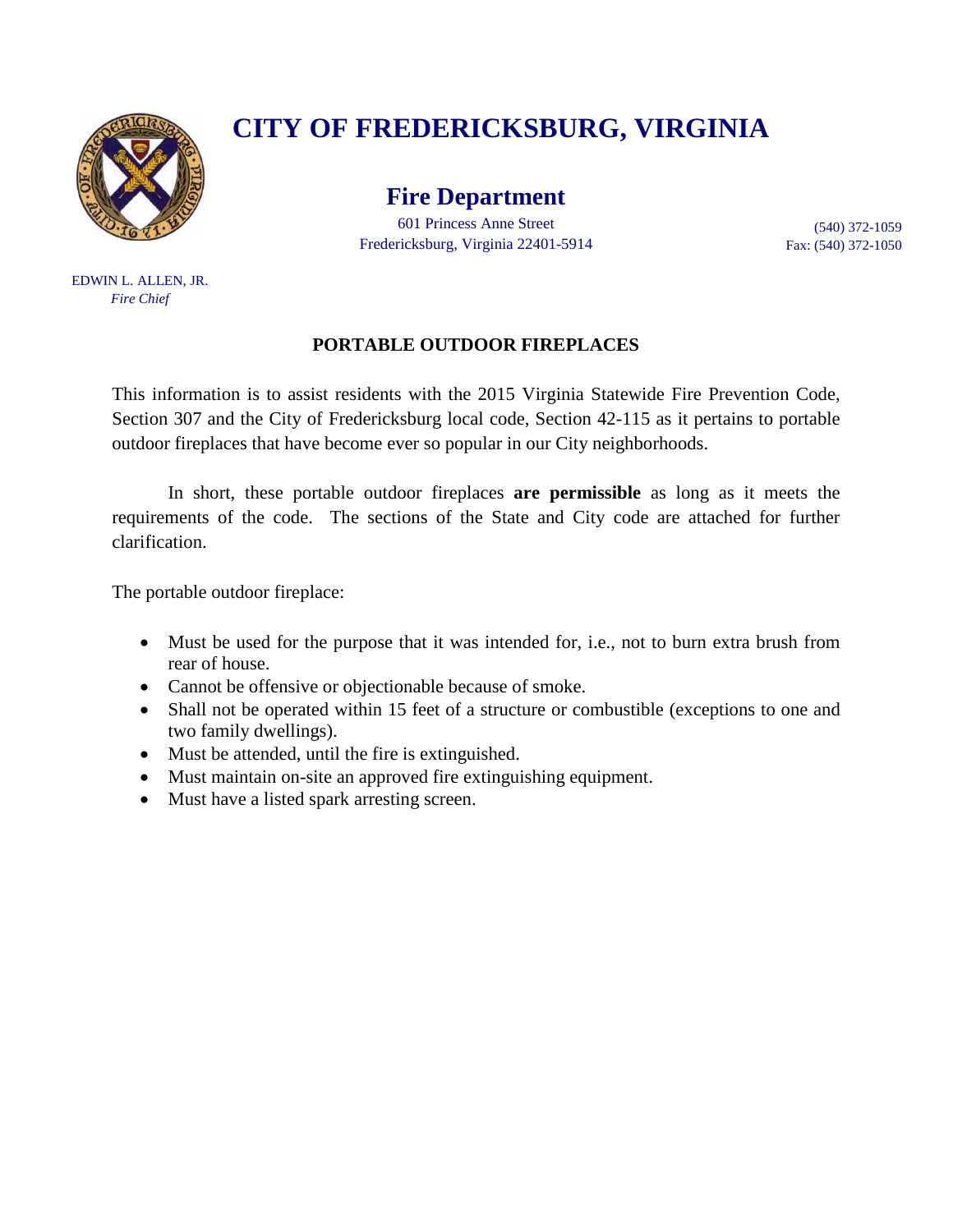# CITY OF FREDERICKSBURG, VIRGINIA

## Fire Department

601 Princess Anne Street
Fredericksburg, Virginia 22401-5914

(540) 372-1059
Fax: (540) 372-1050

EDWIN L. ALLEN, JR.
*Fire Chief*

**PORTABLE OUTDOOR FIREPLACES**

This information is to assist residents with the 2015 Virginia Statewide Fire Prevention Code, Section 307 and the City of Fredericksburg local code, Section 42-115 as it pertains to portable outdoor fireplaces that have become ever so popular in our City neighborhoods.

In short, these portable outdoor fireplaces **are permissible** as long as it meets the requirements of the code. The sections of the State and City code are attached for further clarification.

The portable outdoor fireplace:

- Must be used for the purpose that it was intended for, i.e., not to burn extra brush from rear of house.
- Cannot be offensive or objectionable because of smoke.
- Shall not be operated within 15 feet of a structure or combustible (exceptions to one and two family dwellings).
- Must be attended, until the fire is extinguished.
- Must maintain on-site an approved fire extinguishing equipment.
- Must have a listed spark arresting screen.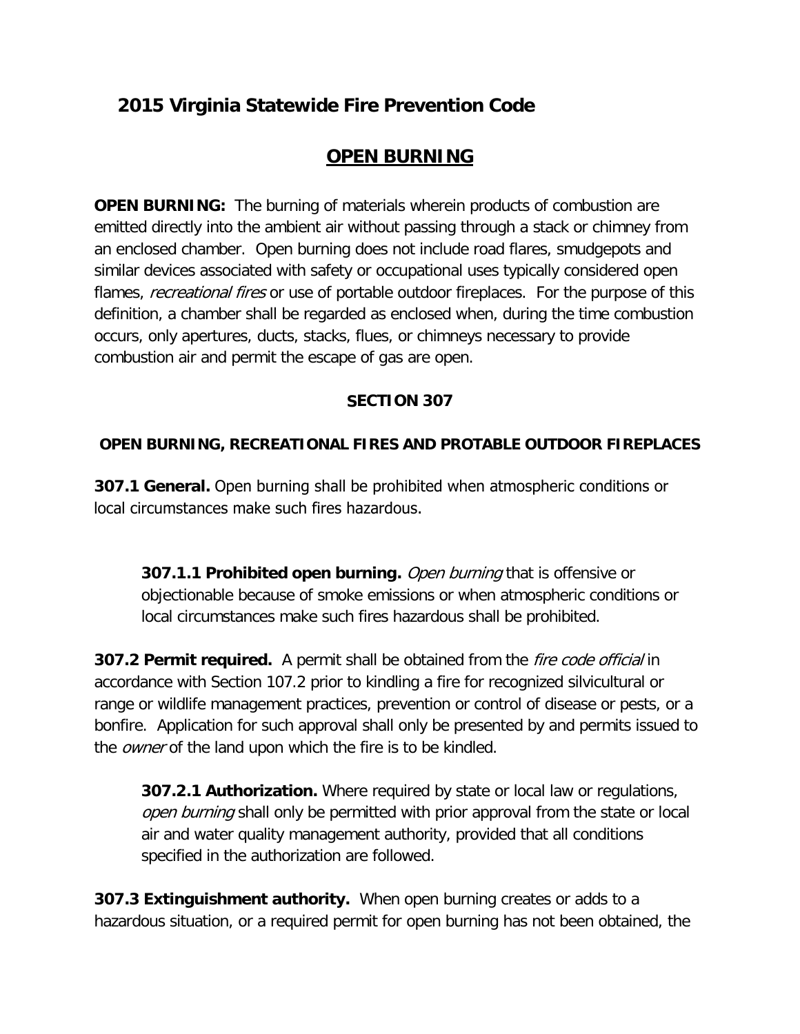# 2015 Virginia Statewide Fire Prevention Code

## OPEN BURNING

**OPEN BURNING:** The burning of materials wherein products of combustion are emitted directly into the ambient air without passing through a stack or chimney from an enclosed chamber. Open burning does not include road flares, smudgepots and similar devices associated with safety or occupational uses typically considered open flames, *recreational fires* or use of portable outdoor fireplaces. For the purpose of this definition, a chamber shall be regarded as enclosed when, during the time combustion occurs, only apertures, ducts, stacks, flues, or chimneys necessary to provide combustion air and permit the escape of gas are open.

### SECTION 307

### OPEN BURNING, RECREATIONAL FIRES AND PROTABLE OUTDOOR FIREPLACES

**307.1 General.** Open burning shall be prohibited when atmospheric conditions or local circumstances make such fires hazardous.

**307.1.1 Prohibited open burning.** *Open burning* that is offensive or objectionable because of smoke emissions or when atmospheric conditions or local circumstances make such fires hazardous shall be prohibited.

**307.2 Permit required.** A permit shall be obtained from the *fire code official* in accordance with Section 107.2 prior to kindling a fire for recognized silvicultural or range or wildlife management practices, prevention or control of disease or pests, or a bonfire. Application for such approval shall only be presented by and permits issued to the *owner* of the land upon which the fire is to be kindled.

**307.2.1 Authorization.** Where required by state or local law or regulations, *open burning* shall only be permitted with prior approval from the state or local air and water quality management authority, provided that all conditions specified in the authorization are followed.

**307.3 Extinguishment authority.** When open burning creates or adds to a hazardous situation, or a required permit for open burning has not been obtained, the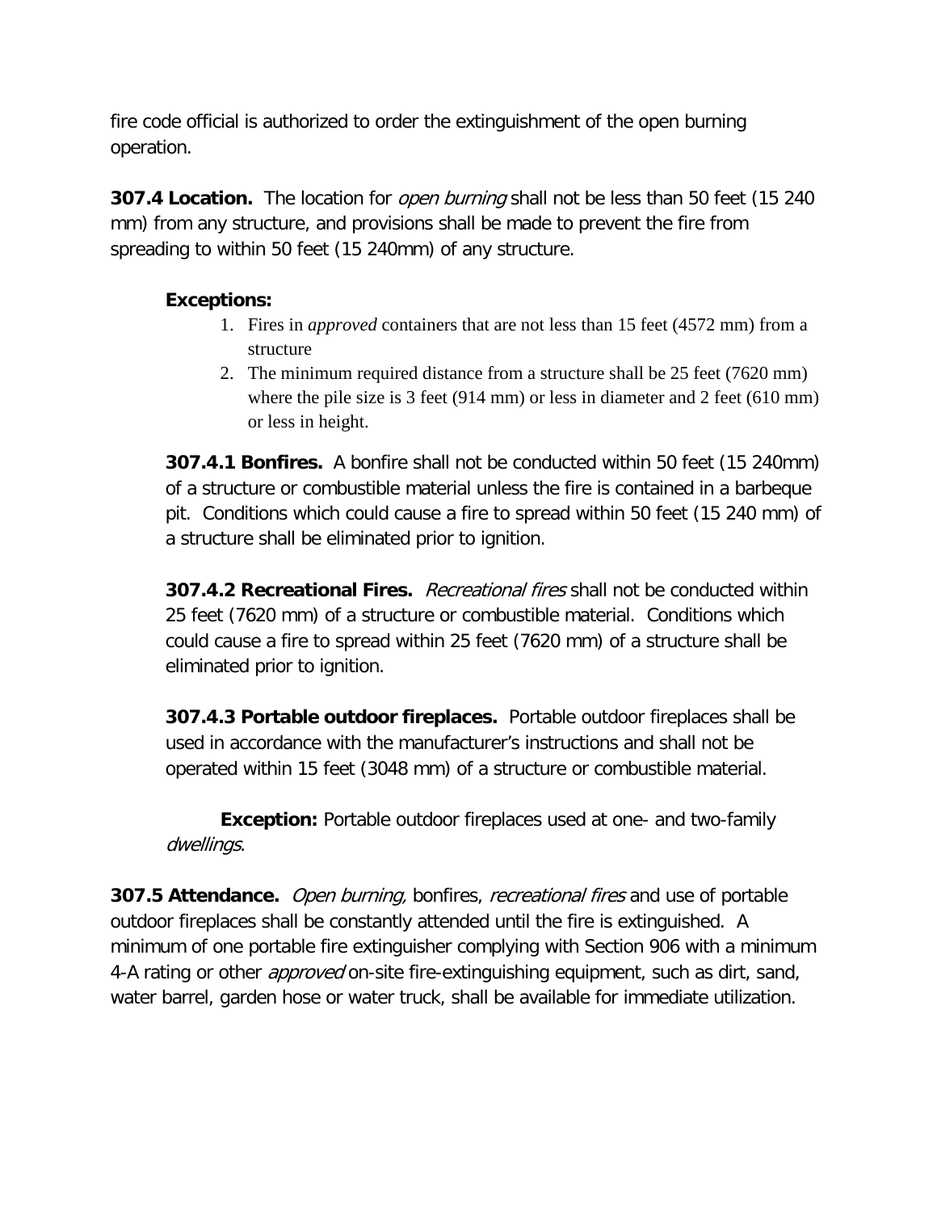fire code official is authorized to order the extinguishment of the open burning operation.

**307.4 Location.** The location for *open burning* shall not be less than 50 feet (15 240 mm) from any structure, and provisions shall be made to prevent the fire from spreading to within 50 feet (15 240mm) of any structure.

**Exceptions:**

1. Fires in *approved* containers that are not less than 15 feet (4572 mm) from a structure
2. The minimum required distance from a structure shall be 25 feet (7620 mm) where the pile size is 3 feet (914 mm) or less in diameter and 2 feet (610 mm) or less in height.

**307.4.1 Bonfires.** A bonfire shall not be conducted within 50 feet (15 240mm) of a structure or combustible material unless the fire is contained in a barbeque pit. Conditions which could cause a fire to spread within 50 feet (15 240 mm) of a structure shall be eliminated prior to ignition.

**307.4.2 Recreational Fires.** *Recreational fires* shall not be conducted within 25 feet (7620 mm) of a structure or combustible material. Conditions which could cause a fire to spread within 25 feet (7620 mm) of a structure shall be eliminated prior to ignition.

**307.4.3 Portable outdoor fireplaces.** Portable outdoor fireplaces shall be used in accordance with the manufacturer's instructions and shall not be operated within 15 feet (3048 mm) of a structure or combustible material.

**Exception:** Portable outdoor fireplaces used at one- and two-family *dwellings*.

**307.5 Attendance.** *Open burning,* bonfires, *recreational fires* and use of portable outdoor fireplaces shall be constantly attended until the fire is extinguished. A minimum of one portable fire extinguisher complying with Section 906 with a minimum 4-A rating or other *approved* on-site fire-extinguishing equipment, such as dirt, sand, water barrel, garden hose or water truck, shall be available for immediate utilization.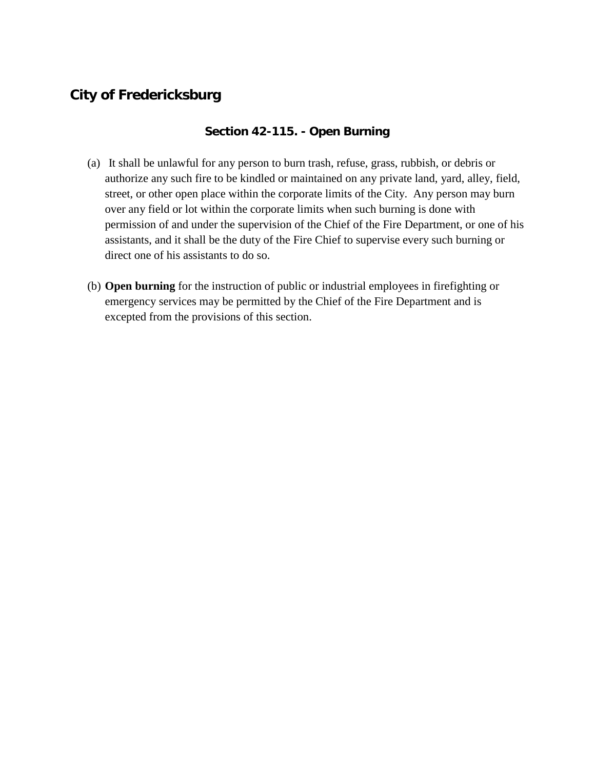## City of Fredericksburg

### Section 42-115. - Open Burning

(a) It shall be unlawful for any person to burn trash, refuse, grass, rubbish, or debris or authorize any such fire to be kindled or maintained on any private land, yard, alley, field, street, or other open place within the corporate limits of the City. Any person may burn over any field or lot within the corporate limits when such burning is done with permission of and under the supervision of the Chief of the Fire Department, or one of his assistants, and it shall be the duty of the Fire Chief to supervise every such burning or direct one of his assistants to do so.

(b) **Open burning** for the instruction of public or industrial employees in firefighting or emergency services may be permitted by the Chief of the Fire Department and is excepted from the provisions of this section.